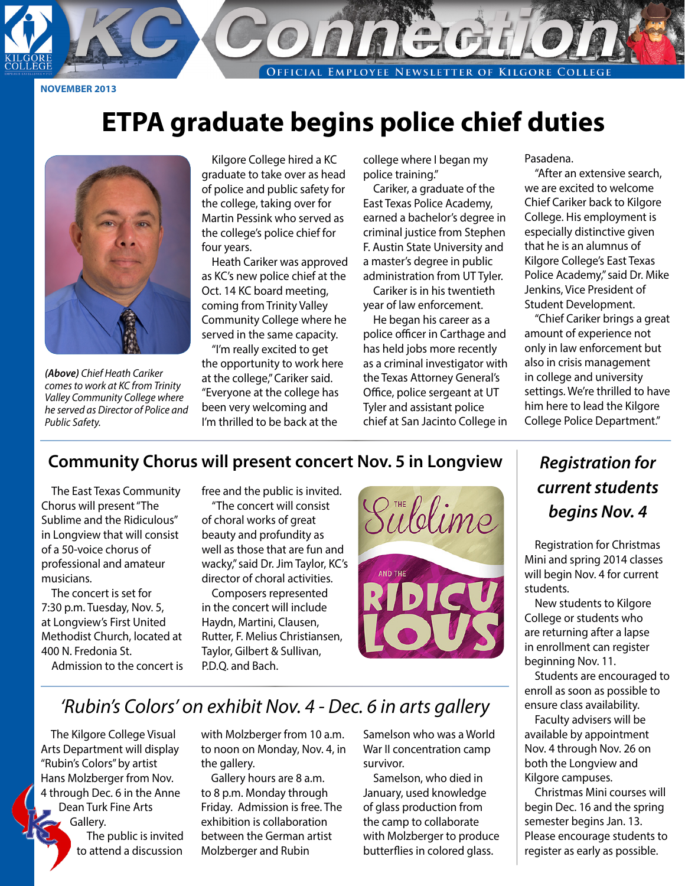# KC Connection

OFFICIAL EMPLOYEE NEWSLETTER OF KILGORE COLLEGE

**NOVEMBER 2013**

# ETPA graduate begins police chief duties

*(Above) Chief Heath Cariker comes to work at KC from Trinity Valley Community College where he served as Director of Police and Public Safety.*

Kilgore College hired a KC graduate to take over as head of police and public safety for the college, taking over for Martin Pessink who served as the college's police chief for four years.

Heath Cariker was approved as KC's new police chief at the Oct. 14 KC board meeting, coming from Trinity Valley Community College where he served in the same capacity.

"I'm really excited to get the opportunity to work here at the college," Cariker said. "Everyone at the college has been very welcoming and I'm thrilled to be back at the college where I began my police training."

Cariker, a graduate of the East Texas Police Academy, earned a bachelor's degree in criminal justice from Stephen F. Austin State University and a master's degree in public administration from UT Tyler.

Cariker is in his twentieth year of law enforcement.

He began his career as a police officer in Carthage and has held jobs more recently as a criminal investigator with the Texas Attorney General's Office, police sergeant at UT Tyler and assistant police chief at San Jacinto College in Pasadena.

"After an extensive search, we are excited to welcome Chief Cariker back to Kilgore College. His employment is especially distinctive given that he is an alumnus of Kilgore College's East Texas Police Academy," said Dr. Mike Jenkins, Vice President of Student Development.

"Chief Cariker brings a great amount of experience not only in law enforcement but also in crisis management in college and university settings. We're thrilled to have him here to lead the Kilgore College Police Department."

## Community Chorus will present concert Nov. 5 in Longview

The East Texas Community Chorus will present "The Sublime and the Ridiculous" in Longview that will consist of a 50-voice chorus of professional and amateur musicians.

The concert is set for 7:30 p.m. Tuesday, Nov. 5, at Longview's First United Methodist Church, located at 400 N. Fredonia St.

Admission to the concert is free and the public is invited.

"The concert will consist of choral works of great beauty and profundity as well as those that are fun and wacky," said Dr. Jim Taylor, KC's director of choral activities.

Composers represented in the concert will include Haydn, Martini, Clausen, Rutter, F. Melius Christiansen, Taylor, Gilbert & Sullivan, P.D.Q. and Bach.

## *'Rubin's Colors' on exhibit Nov. 4 - Dec. 6 in arts gallery*

The Kilgore College Visual Arts Department will display "Rubin's Colors" by artist Hans Molzberger from Nov. 4 through Dec. 6 in the Anne Dean Turk Fine Arts Gallery.

The public is invited to attend a discussion with Molzberger from 10 a.m. to noon on Monday, Nov. 4, in the gallery.

Gallery hours are 8 a.m. to 8 p.m. Monday through Friday. Admission is free. The exhibition is collaboration between the German artist Molzberger and Rubin Samelson who was a World War II concentration camp survivor.

Samelson, who died in January, used knowledge of glass production from the camp to collaborate with Molzberger to produce butterflies in colored glass.

## *Registration for current students begins Nov. 4*

Registration for Christmas Mini and spring 2014 classes will begin Nov. 4 for current students.

New students to Kilgore College or students who are returning after a lapse in enrollment can register beginning Nov. 11.

Students are encouraged to enroll as soon as possible to ensure class availability.

Faculty advisers will be available by appointment Nov. 4 through Nov. 26 on both the Longview and Kilgore campuses.

Christmas Mini courses will begin Dec. 16 and the spring semester begins Jan. 13. Please encourage students to register as early as possible.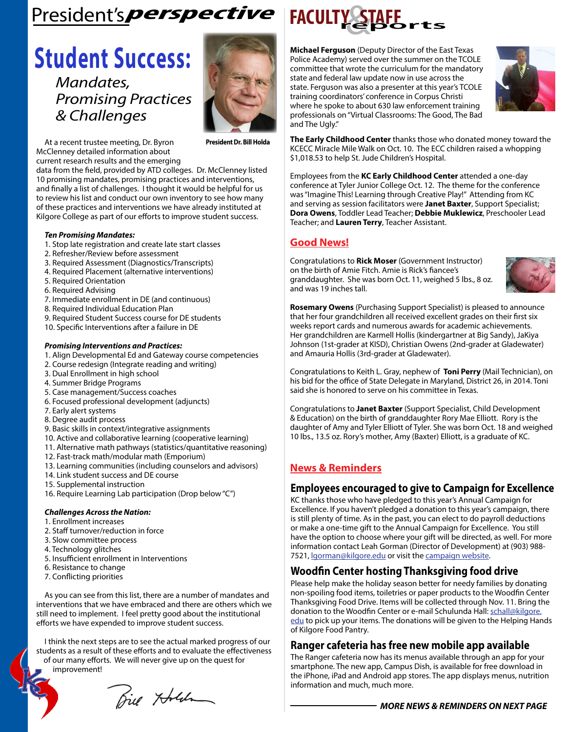# President's *perspective*

## Student Success:

*Mandates, Promising Practices & Challenges*

**President Dr. Bill Holda**

At a recent trustee meeting, Dr. Byron McClenney detailed information about current research results and the emerging data from the field, provided by ATD colleges. Dr. McClenney listed 10 promising mandates, promising practices and interventions, and finally a list of challenges. I thought it would be helpful for us to review his list and conduct our own inventory to see how many of these practices and interventions we have already instituted at Kilgore College as part of our efforts to improve student success.

***Ten Promising Mandates:***

1. Stop late registration and create late start classes
2. Refresher/Review before assessment
3. Required Assessment (Diagnostics/Transcripts)
4. Required Placement (alternative interventions)
5. Required Orientation
6. Required Advising
7. Immediate enrollment in DE (and continuous)
8. Required Individual Education Plan
9. Required Student Success course for DE students
10. Specific Interventions after a failure in DE

***Promising Interventions and Practices:***

1. Align Developmental Ed and Gateway course competencies
2. Course redesign (Integrate reading and writing)
3. Dual Enrollment in high school
4. Summer Bridge Programs
5. Case management/Success coaches
6. Focused professional development (adjuncts)
7. Early alert systems
8. Degree audit process
9. Basic skills in context/integrative assignments
10. Active and collaborative learning (cooperative learning)
11. Alternative math pathways (statistics/quantitative reasoning)
12. Fast-track math/modular math (Emporium)
13. Learning communities (including counselors and advisors)
14. Link student success and DE course
15. Supplemental instruction
16. Require Learning Lab participation (Drop below "C")

***Challenges Across the Nation:***

1. Enrollment increases
2. Staff turnover/reduction in force
3. Slow committee process
4. Technology glitches
5. Insufficient enrollment in Interventions
6. Resistance to change
7. Conflicting priorities

As you can see from this list, there are a number of mandates and interventions that we have embraced and there are others which we still need to implement. I feel pretty good about the institutional efforts we have expended to improve student success.

I think the next steps are to see the actual marked progress of our students as a result of these efforts and to evaluate the effectiveness of our many efforts. We will never give up on the quest for improvement!

*Bill Holda*

# FACULTY & STAFF reports

**Michael Ferguson** (Deputy Director of the East Texas Police Academy) served over the summer on the TCOLE committee that wrote the curriculum for the mandatory state and federal law update now in use across the state. Ferguson was also a presenter at this year's TCOLE training coordinators' conference in Corpus Christi where he spoke to about 630 law enforcement training professionals on "Virtual Classrooms: The Good, The Bad and The Ugly."

**The Early Childhood Center** thanks those who donated money toward the KCECC Miracle Mile Walk on Oct. 10. The ECC children raised a whopping $1,018.53 to help St. Jude Children's Hospital.

Employees from the **KC Early Childhood Center** attended a one-day conference at Tyler Junior College Oct. 12. The theme for the conference was "Imagine This! Learning through Creative Play!" Attending from KC and serving as session facilitators were **Janet Baxter**, Support Specialist; **Dora Owens**, Toddler Lead Teacher; **Debbie Muklewicz**, Preschooler Lead Teacher; and **Lauren Terry**, Teacher Assistant.

## Good News!

Congratulations to **Rick Moser** (Government Instructor) on the birth of Amie Fitch. Amie is Rick's fiancee's granddaughter. She was born Oct. 11, weighed 5 lbs., 8 oz. and was 19 inches tall.

**Rosemary Owens** (Purchasing Support Specialist) is pleased to announce that her four grandchildren all received excellent grades on their first six weeks report cards and numerous awards for academic achievements. Her grandchildren are Karmell Hollis (kindergartner at Big Sandy), JaKiya Johnson (1st-grader at KISD), Christian Owens (2nd-grader at Gladewater) and Amauria Hollis (3rd-grader at Gladewater).

Congratulations to Keith L. Gray, nephew of **Toni Perry** (Mail Technician), on his bid for the office of State Delegate in Maryland, District 26, in 2014. Toni said she is honored to serve on his committee in Texas.

Congratulations to **Janet Baxter** (Support Specialist, Child Development & Education) on the birth of granddaughter Rory Mae Elliott. Rory is the daughter of Amy and Tyler Elliott of Tyler. She was born Oct. 18 and weighed 10 lbs., 13.5 oz. Rory's mother, Amy (Baxter) Elliott, is a graduate of KC.

## News & Reminders

### Employees encouraged to give to Campaign for Excellence

KC thanks those who have pledged to this year's Annual Campaign for Excellence. If you haven't pledged a donation to this year's campaign, there is still plenty of time. As in the past, you can elect to do payroll deductions or make a one-time gift to the Annual Campaign for Excellence. You still have the option to choose where your gift will be directed, as well. For more information contact Leah Gorman (Director of Development) at (903) 988-7521, lgorman@kilgore.edu or visit the campaign website.

### Woodfin Center hosting Thanksgiving food drive

Please help make the holiday season better for needy families by donating non-spoiling food items, toiletries or paper products to the Woodfin Center Thanksgiving Food Drive. Items will be collected through Nov. 11. Bring the donation to the Woodfin Center or e-mail Schulunda Hall: schall@kilgore.edu to pick up your items. The donations will be given to the Helping Hands of Kilgore Food Pantry.

### Ranger cafeteria has free new mobile app available

The Ranger cafeteria now has its menus available through an app for your smartphone. The new app, Campus Dish, is available for free download in the iPhone, iPad and Android app stores. The app displays menus, nutrition information and much, much more.

***MORE NEWS & REMINDERS ON NEXT PAGE***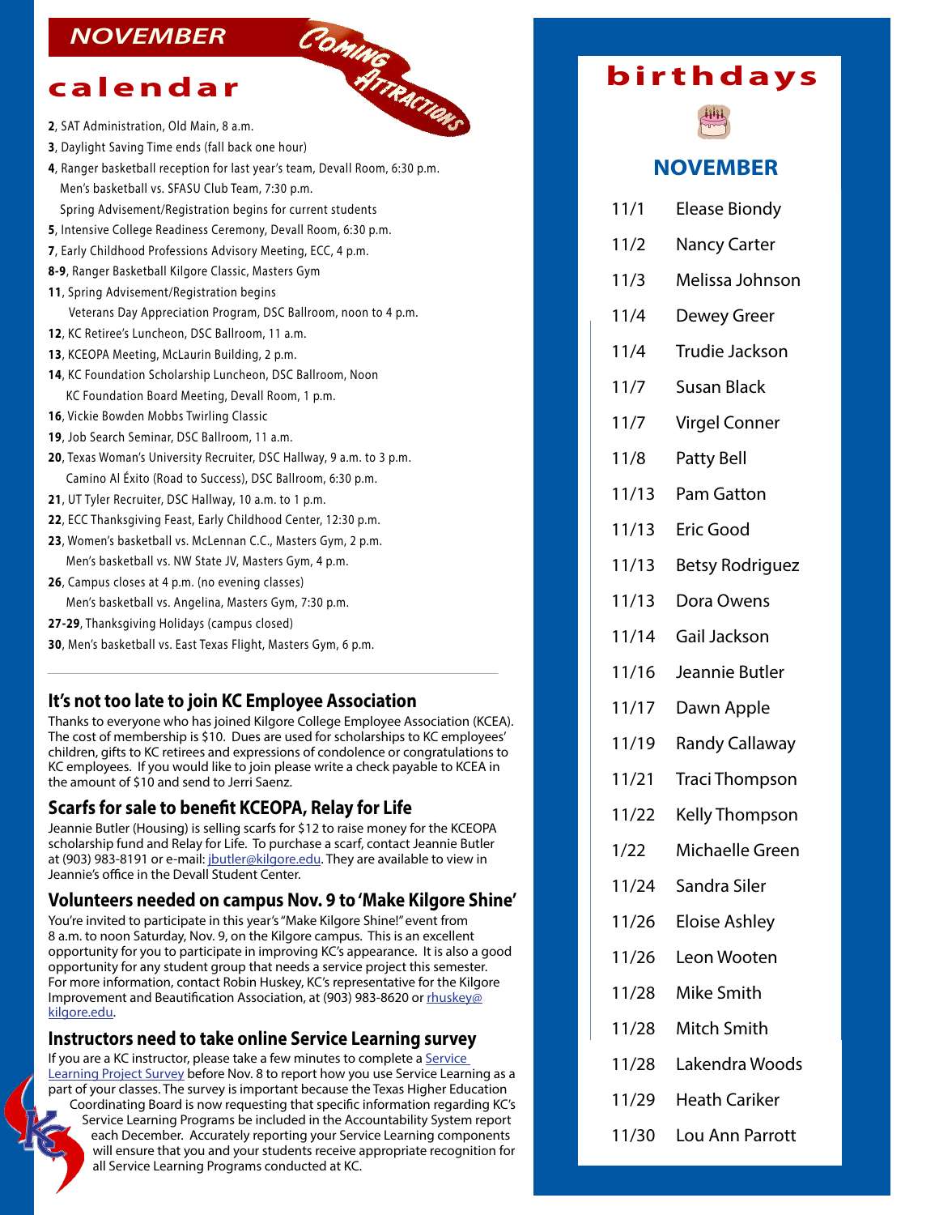## NOVEMBER calendar

COMING ATTRACTIONS

**2**, SAT Administration, Old Main, 8 a.m.
**3**, Daylight Saving Time ends (fall back one hour)
**4**, Ranger basketball reception for last year's team, Devall Room, 6:30 p.m.
Men's basketball vs. SFASU Club Team, 7:30 p.m.
Spring Advisement/Registration begins for current students
**5**, Intensive College Readiness Ceremony, Devall Room, 6:30 p.m.
**7**, Early Childhood Professions Advisory Meeting, ECC, 4 p.m.
**8-9**, Ranger Basketball Kilgore Classic, Masters Gym
**11**, Spring Advisement/Registration begins
Veterans Day Appreciation Program, DSC Ballroom, noon to 4 p.m.
**12**, KC Retiree's Luncheon, DSC Ballroom, 11 a.m.
**13**, KCEOPA Meeting, McLaurin Building, 2 p.m.
**14**, KC Foundation Scholarship Luncheon, DSC Ballroom, Noon
KC Foundation Board Meeting, Devall Room, 1 p.m.
**16**, Vickie Bowden Mobbs Twirling Classic
**19**, Job Search Seminar, DSC Ballroom, 11 a.m.
**20**, Texas Woman's University Recruiter, DSC Hallway, 9 a.m. to 3 p.m.
Camino Al Éxito (Road to Success), DSC Ballroom, 6:30 p.m.
**21**, UT Tyler Recruiter, DSC Hallway, 10 a.m. to 1 p.m.
**22**, ECC Thanksgiving Feast, Early Childhood Center, 12:30 p.m.
**23**, Women's basketball vs. McLennan C.C., Masters Gym, 2 p.m.
Men's basketball vs. NW State JV, Masters Gym, 4 p.m.
**26**, Campus closes at 4 p.m. (no evening classes)
Men's basketball vs. Angelina, Masters Gym, 7:30 p.m.
**27-29**, Thanksgiving Holidays (campus closed)
**30**, Men's basketball vs. East Texas Flight, Masters Gym, 6 p.m.

---

### It's not too late to join KC Employee Association

Thanks to everyone who has joined Kilgore College Employee Association (KCEA). The cost of membership is $10. Dues are used for scholarships to KC employees' children, gifts to KC retirees and expressions of condolence or congratulations to KC employees. If you would like to join please write a check payable to KCEA in the amount of $10 and send to Jerri Saenz.

### Scarfs for sale to benefit KCEOPA, Relay for Life

Jeannie Butler (Housing) is selling scarfs for $12 to raise money for the KCEOPA scholarship fund and Relay for Life. To purchase a scarf, contact Jeannie Butler at (903) 983-8191 or e-mail: jbutler@kilgore.edu. They are available to view in Jeannie's office in the Devall Student Center.

### Volunteers needed on campus Nov. 9 to 'Make Kilgore Shine'

You're invited to participate in this year's "Make Kilgore Shine!" event from 8 a.m. to noon Saturday, Nov. 9, on the Kilgore campus. This is an excellent opportunity for you to participate in improving KC's appearance. It is also a good opportunity for any student group that needs a service project this semester. For more information, contact Robin Huskey, KC's representative for the Kilgore Improvement and Beautification Association, at (903) 983-8620 or rhuskey@kilgore.edu.

### Instructors need to take online Service Learning survey

If you are a KC instructor, please take a few minutes to complete a Service Learning Project Survey before Nov. 8 to report how you use Service Learning as a part of your classes. The survey is important because the Texas Higher Education Coordinating Board is now requesting that specific information regarding KC's Service Learning Programs be included in the Accountability System report each December. Accurately reporting your Service Learning components will ensure that you and your students receive appropriate recognition for all Service Learning Programs conducted at KC.

## birthdays

### NOVEMBER

| | |
|---|---|
| 11/1 | Elease Biondy |
| 11/2 | Nancy Carter |
| 11/3 | Melissa Johnson |
| 11/4 | Dewey Greer |
| 11/4 | Trudie Jackson |
| 11/7 | Susan Black |
| 11/7 | Virgel Conner |
| 11/8 | Patty Bell |
| 11/13 | Pam Gatton |
| 11/13 | Eric Good |
| 11/13 | Betsy Rodriguez |
| 11/13 | Dora Owens |
| 11/14 | Gail Jackson |
| 11/16 | Jeannie Butler |
| 11/17 | Dawn Apple |
| 11/19 | Randy Callaway |
| 11/21 | Traci Thompson |
| 11/22 | Kelly Thompson |
| 1/22 | Michaelle Green |
| 11/24 | Sandra Siler |
| 11/26 | Eloise Ashley |
| 11/26 | Leon Wooten |
| 11/28 | Mike Smith |
| 11/28 | Mitch Smith |
| 11/28 | Lakendra Woods |
| 11/29 | Heath Cariker |
| 11/30 | Lou Ann Parrott |